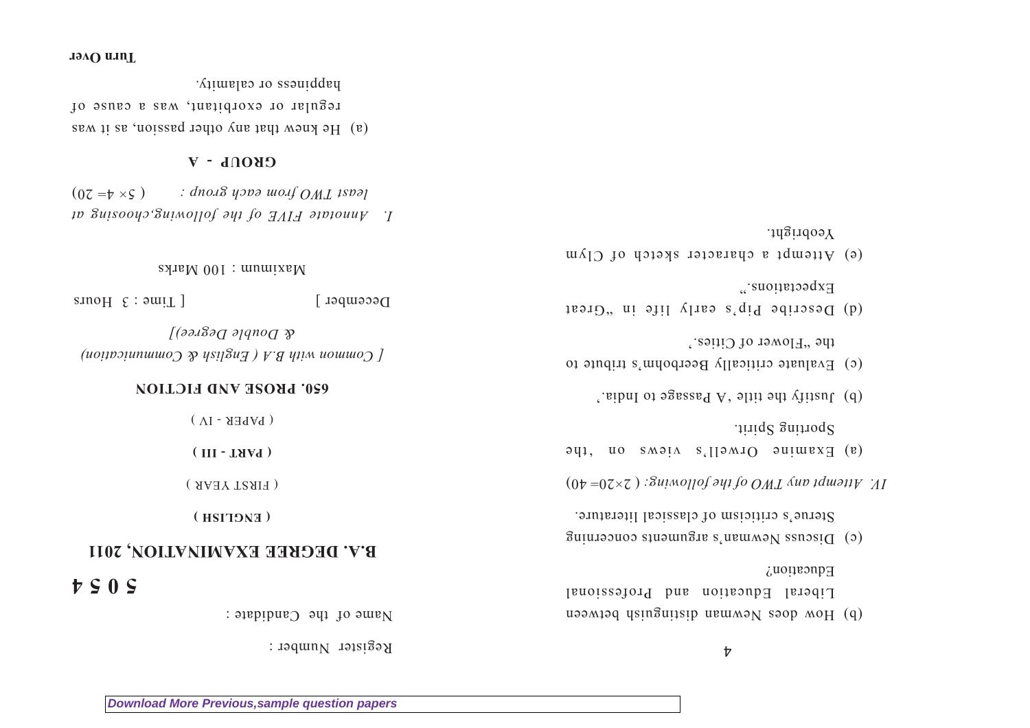Register Number :

Name of the Candidate :

# 5 0 5 4

## B.A. DEGREE EXAMINATION, 2011

**( ENGLISH )**

( FIRST YEAR )

**( PART - III )**

( PAPER - IV )

## 650. PROSE AND FICTION

*[ Common with B.A ( English & Communication) & Double Degree)]*

December ] [ Time : 3 Hours

Maximum : 100 Marks

I. *Annotate FIVE of the following,choosing at least TWO from each group :* ( 5× 4= 20)

### GROUP - A

(a) He knew that any other passion, as it was regular or exorbitant, was a cause of happiness or calamity.

Turn Over

(b) How does Newman distinguish between Liberal Education and Professional Education?

(c) Discuss Newman's arguments concerning Sterne's criticism of classical literature.

IV. *Attempt any TWO of the following:* ( 2×20= 40)

(a) Examine Orwell's views on 'the Sporting Spirit.

(b) Justify the title 'A Passage to India.'

(c) Evaluate critically Beerbohm's tribute to the "Flower of Cities.'

(d) Describe Pip's early life in "Great Expectations."

(e) Attempt a character sketch of Clym Yeobright.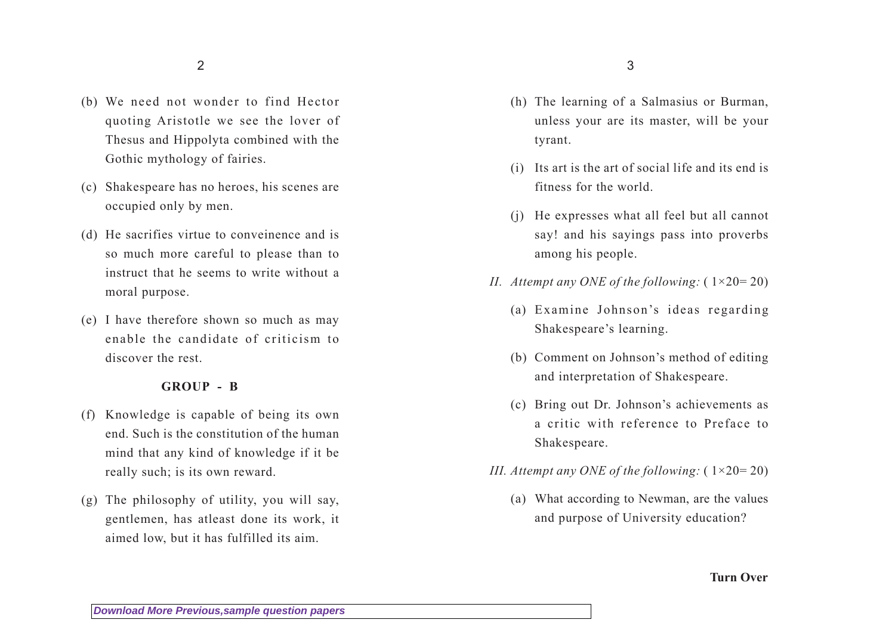(b) We need not wonder to find Hector quoting Aristotle we see the lover of Thesus and Hippolyta combined with the Gothic mythology of fairies.

(c) Shakespeare has no heroes, his scenes are occupied only by men.

(d) He sacrifies virtue to conveinence and is so much more careful to please than to instruct that he seems to write without a moral purpose.

(e) I have therefore shown so much as may enable the candidate of criticism to discover the rest.

**GROUP - B**

(f) Knowledge is capable of being its own end. Such is the constitution of the human mind that any kind of knowledge if it be really such; is its own reward.

(g) The philosophy of utility, you will say, gentlemen, has atleast done its work, it aimed low, but it has fulfilled its aim.

(h) The learning of a Salmasius or Burman, unless your are its master, will be your tyrant.

(i) Its art is the art of social life and its end is fitness for the world.

(j) He expresses what all feel but all cannot say! and his sayings pass into proverbs among his people.

II. *Attempt any ONE of the following:* ( 1×20= 20)

(a) Examine Johnson's ideas regarding Shakespeare's learning.

(b) Comment on Johnson's method of editing and interpretation of Shakespeare.

(c) Bring out Dr. Johnson's achievements as a critic with reference to Preface to Shakespeare.

III. *Attempt any ONE of the following:* ( 1×20= 20)

(a) What according to Newman, are the values and purpose of University education?

**Turn Over**

*Download More Previous,sample question papers*